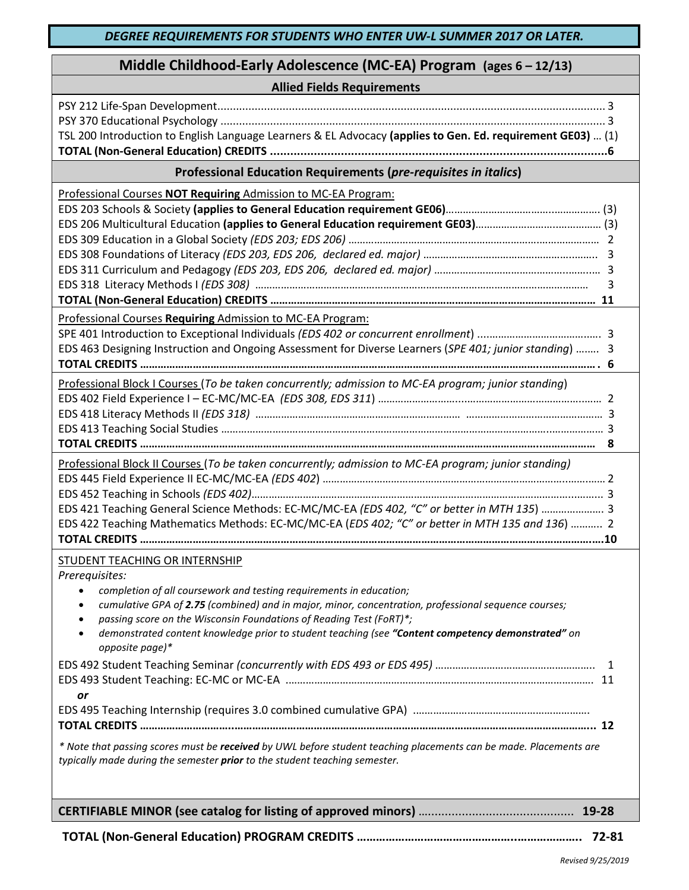***DEGREE REQUIREMENTS FOR STUDENTS WHO ENTER UW-L SUMMER 2017 OR LATER.***

# Middle Childhood-Early Adolescence (MC-EA) Program (ages 6 – 12/13)

## Allied Fields Requirements

PSY 212 Life-Span Development .......... 3
PSY 370 Educational Psychology .......... 3
TSL 200 Introduction to English Language Learners & EL Advocacy **(applies to Gen. Ed. requirement GE03)** … (1)
**TOTAL (Non-General Education) CREDITS .......... 6**

## Professional Education Requirements (*pre-requisites in italics*)

Professional Courses **NOT Requiring** Admission to MC-EA Program:

EDS 203 Schools & Society **(applies to General Education requirement GE06)** .......... (3)
EDS 206 Multicultural Education **(applies to General Education requirement GE03)** .......... (3)
EDS 309 Education in a Global Society *(EDS 203; EDS 206)* .......... 2
EDS 308 Foundations of Literacy *(EDS 203, EDS 206, declared ed. major)* .......... 3
EDS 311 Curriculum and Pedagogy *(EDS 203, EDS 206, declared ed. major)* .......... 3
EDS 318 Literacy Methods I *(EDS 308)* .......... 3
**TOTAL (Non-General Education) CREDITS .......... 11**

Professional Courses **Requiring** Admission to MC-EA Program:

SPE 401 Introduction to Exceptional Individuals *(EDS 402 or concurrent enrollment)* .......... 3
EDS 463 Designing Instruction and Ongoing Assessment for Diverse Learners (*SPE 401; junior standing*) .......... 3
**TOTAL CREDITS .......... 6**

Professional Block I Courses (*To be taken concurrently; admission to MC-EA program; junior standing*)

EDS 402 Field Experience I – EC-MC/MC-EA *(EDS 308, EDS 311)* .......... 2
EDS 418 Literacy Methods II *(EDS 318)* .......... 3
EDS 413 Teaching Social Studies .......... 3
**TOTAL CREDITS .......... 8**

Professional Block II Courses (*To be taken concurrently; admission to MC-EA program; junior standing)*

EDS 445 Field Experience II EC-MC/MC-EA *(EDS 402)* .......... 2
EDS 452 Teaching in Schools *(EDS 402)* .......... 3
EDS 421 Teaching General Science Methods: EC-MC/MC-EA *(EDS 402, "C" or better in MTH 135)* .......... 3
EDS 422 Teaching Mathematics Methods: EC-MC/MC-EA (*EDS 402; "C" or better in MTH 135 and 136*) .......... 2
**TOTAL CREDITS .......... 10**

STUDENT TEACHING OR INTERNSHIP

*Prerequisites:*

- *completion of all coursework and testing requirements in education;*
- *cumulative GPA of **2.75** (combined) and in major, minor, concentration, professional sequence courses;*
- *passing score on the Wisconsin Foundations of Reading Test (FoRT)*;*
- *demonstrated content knowledge prior to student teaching (see **"Content competency demonstrated"** on opposite page)**

EDS 492 Student Teaching Seminar *(concurrently with EDS 493 or EDS 495)* .......... 1
EDS 493 Student Teaching: EC-MC or MC-EA .......... 11
***or***
EDS 495 Teaching Internship (requires 3.0 combined cumulative GPA) ..........
**TOTAL CREDITS .......... 12**

*\* Note that passing scores must be **received** by UWL before student teaching placements can be made. Placements are typically made during the semester **prior** to the student teaching semester.*

**CERTIFIABLE MINOR (see catalog for listing of approved minors)** .......... **19-28**

**TOTAL (Non-General Education) PROGRAM CREDITS .......... 72-81**

*Revised 9/25/2019*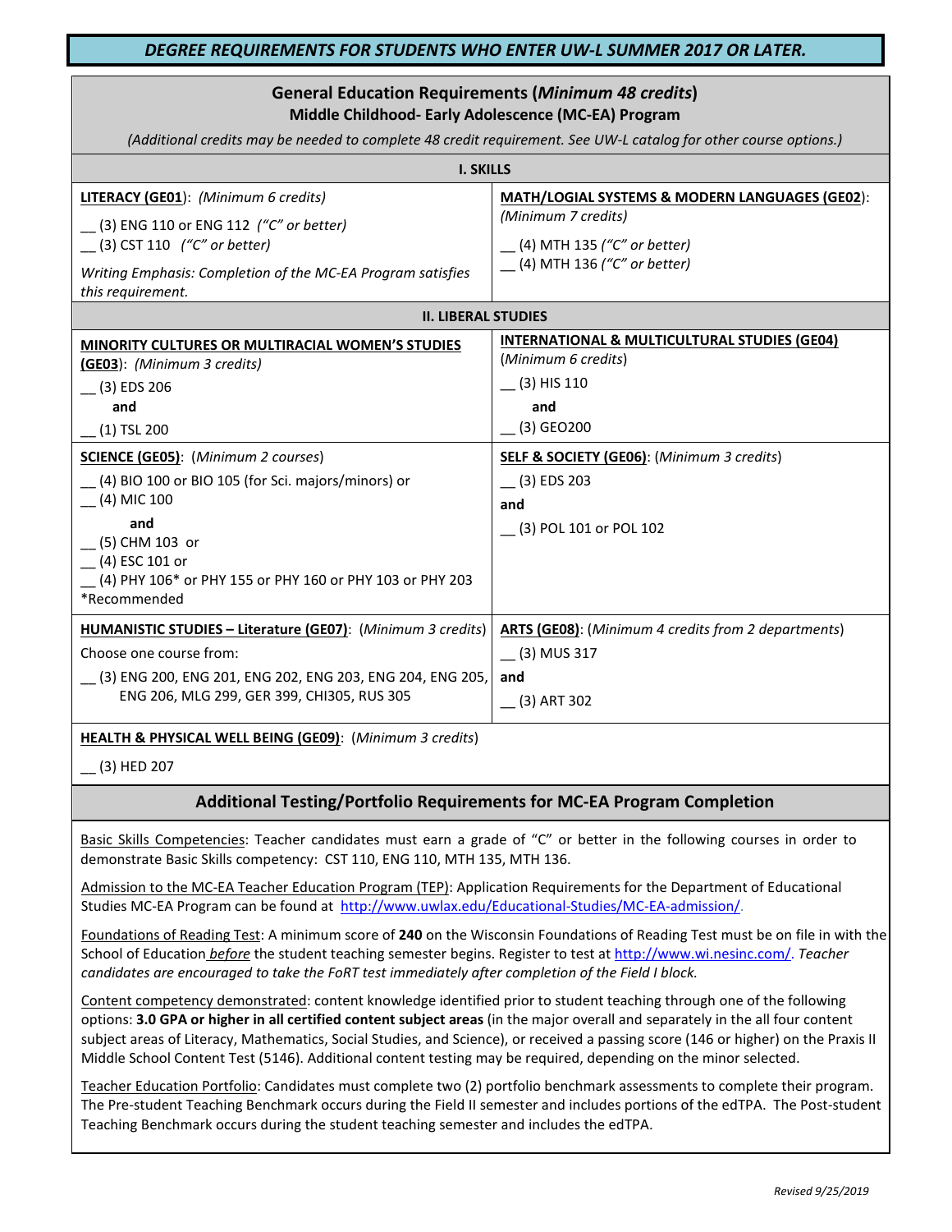***DEGREE REQUIREMENTS FOR STUDENTS WHO ENTER UW-L SUMMER 2017 OR LATER.***

## General Education Requirements (*Minimum 48 credits*)

### Middle Childhood- Early Adolescence (MC-EA) Program

*(Additional credits may be needed to complete 48 credit requirement. See UW-L catalog for other course options.)*

### I. SKILLS

**LITERACY (GE01)**: *(Minimum 6 credits)*

__ (3) ENG 110 or ENG 112 *("C" or better)*
__ (3) CST 110 *("C" or better)*

*Writing Emphasis: Completion of the MC-EA Program satisfies this requirement.*

**MATH/LOGIAL SYSTEMS & MODERN LANGUAGES (GE02)**: *(Minimum 7 credits)*

__ (4) MTH 135 *("C" or better)*
__ (4) MTH 136 *("C" or better)*

### II. LIBERAL STUDIES

**MINORITY CULTURES OR MULTIRACIAL WOMEN'S STUDIES (GE03)**: *(Minimum 3 credits)*

__ (3) EDS 206
**and**
__ (1) TSL 200

**INTERNATIONAL & MULTICULTURAL STUDIES (GE04)** (*Minimum 6 credits*)

__ (3) HIS 110
**and**
__ (3) GEO200

**SCIENCE (GE05)**: (*Minimum 2 courses*)

__ (4) BIO 100 or BIO 105 (for Sci. majors/minors) or
__ (4) MIC 100
**and**
__ (5) CHM 103 or
__ (4) ESC 101 or
__ (4) PHY 106* or PHY 155 or PHY 160 or PHY 103 or PHY 203
*Recommended

**SELF & SOCIETY (GE06)**: (*Minimum 3 credits*)

__ (3) EDS 203
**and**
__ (3) POL 101 or POL 102

**HUMANISTIC STUDIES – Literature (GE07)**: (*Minimum 3 credits*)

Choose one course from:

__ (3) ENG 200, ENG 201, ENG 202, ENG 203, ENG 204, ENG 205, ENG 206, MLG 299, GER 399, CHI305, RUS 305

**ARTS (GE08)**: (*Minimum 4 credits from 2 departments*)

__ (3) MUS 317
**and**
__ (3) ART 302

**HEALTH & PHYSICAL WELL BEING (GE09)**: (*Minimum 3 credits*)

__ (3) HED 207

## Additional Testing/Portfolio Requirements for MC-EA Program Completion

Basic Skills Competencies: Teacher candidates must earn a grade of "C" or better in the following courses in order to demonstrate Basic Skills competency: CST 110, ENG 110, MTH 135, MTH 136.

Admission to the MC-EA Teacher Education Program (TEP): Application Requirements for the Department of Educational Studies MC-EA Program can be found at http://www.uwlax.edu/Educational-Studies/MC-EA-admission/.

Foundations of Reading Test: A minimum score of **240** on the Wisconsin Foundations of Reading Test must be on file in with the School of Education *before* the student teaching semester begins. Register to test at http://www.wi.nesinc.com/. *Teacher candidates are encouraged to take the FoRT test immediately after completion of the Field I block.*

Content competency demonstrated: content knowledge identified prior to student teaching through one of the following options: **3.0 GPA or higher in all certified content subject areas** (in the major overall and separately in the all four content subject areas of Literacy, Mathematics, Social Studies, and Science), or received a passing score (146 or higher) on the Praxis II Middle School Content Test (5146). Additional content testing may be required, depending on the minor selected.

Teacher Education Portfolio: Candidates must complete two (2) portfolio benchmark assessments to complete their program. The Pre-student Teaching Benchmark occurs during the Field II semester and includes portions of the edTPA. The Post-student Teaching Benchmark occurs during the student teaching semester and includes the edTPA.

*Revised 9/25/2019*